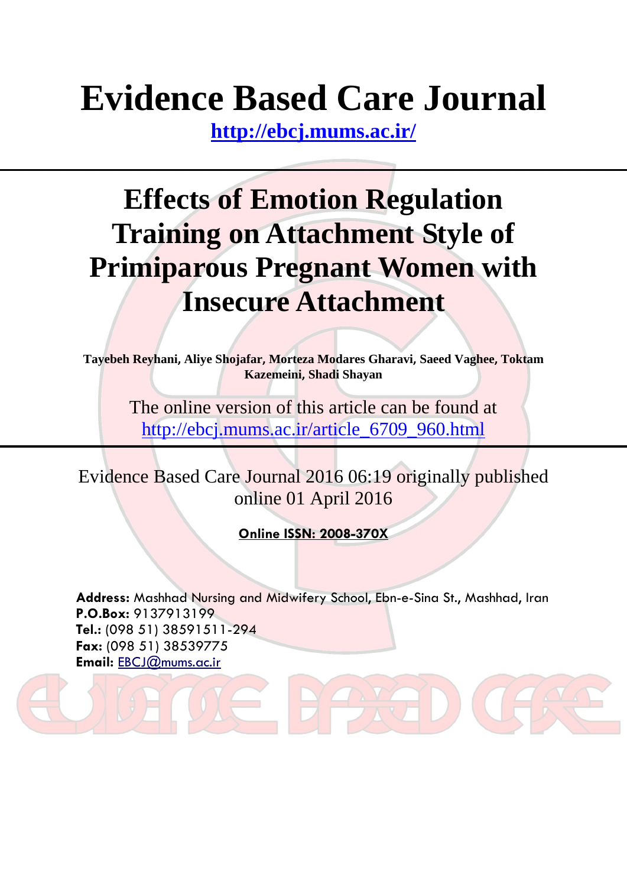# Evidence Based Care Journal

**http://ebcj.mums.ac.ir/**

# Effects of Emotion Regulation Training on Attachment Style of Primiparous Pregnant Women with Insecure Attachment

**Tayebeh Reyhani, Aliye Shojafar, Morteza Modares Gharavi, Saeed Vaghee, Toktam Kazemeini, Shadi Shayan**

The online version of this article can be found at http://ebcj.mums.ac.ir/article_6709_960.html

Evidence Based Care Journal 2016 06:19 originally published online 01 April 2016

**Online ISSN: 2008-370X**

**Address:** Mashhad Nursing and Midwifery School, Ebn-e-Sina St., Mashhad, Iran
**P.O.Box:** 9137913199
**Tel.:** (098 51) 38591511-294
**Fax:** (098 51) 38539775
**Email:** EBCJ@mums.ac.ir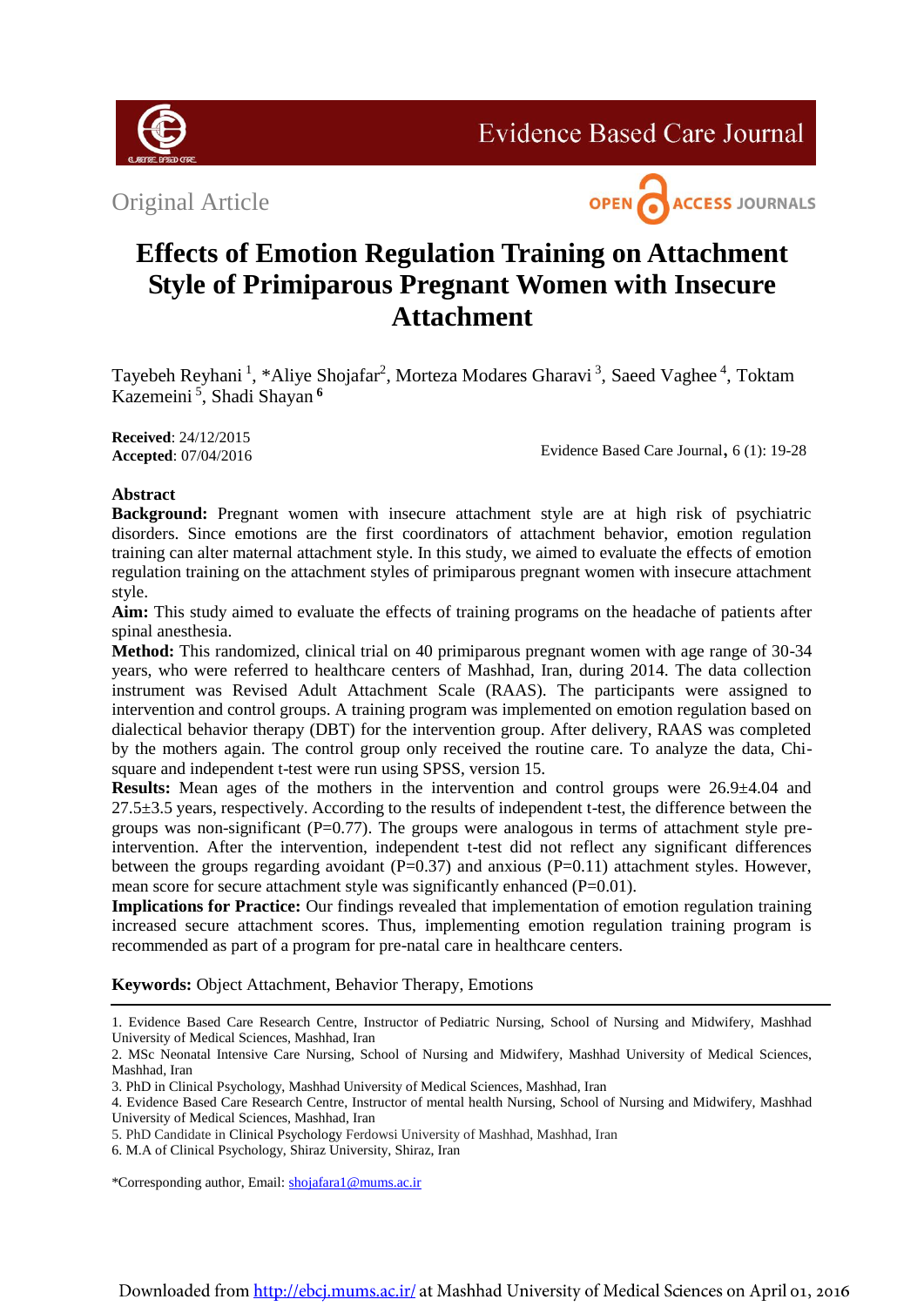Original Article

# Effects of Emotion Regulation Training on Attachment Style of Primiparous Pregnant Women with Insecure Attachment

Tayebeh Reyhani [1], *Aliye Shojafar[2], Morteza Modares Gharavi [3], Saeed Vaghee [4], Toktam Kazemeini [5], Shadi Shayan [6]

**Received**: 24/12/2015
**Accepted**: 07/04/2016

Evidence Based Care Journal, 6 (1): 19-28

## Abstract

**Background:** Pregnant women with insecure attachment style are at high risk of psychiatric disorders. Since emotions are the first coordinators of attachment behavior, emotion regulation training can alter maternal attachment style. In this study, we aimed to evaluate the effects of emotion regulation training on the attachment styles of primiparous pregnant women with insecure attachment style.

**Aim:** This study aimed to evaluate the effects of training programs on the headache of patients after spinal anesthesia.

**Method:** This randomized, clinical trial on 40 primiparous pregnant women with age range of 30-34 years, who were referred to healthcare centers of Mashhad, Iran, during 2014. The data collection instrument was Revised Adult Attachment Scale (RAAS). The participants were assigned to intervention and control groups. A training program was implemented on emotion regulation based on dialectical behavior therapy (DBT) for the intervention group. After delivery, RAAS was completed by the mothers again. The control group only received the routine care. To analyze the data, Chi-square and independent t-test were run using SPSS, version 15.

**Results:** Mean ages of the mothers in the intervention and control groups were 26.9±4.04 and 27.5±3.5 years, respectively. According to the results of independent t-test, the difference between the groups was non-significant (P=0.77). The groups were analogous in terms of attachment style pre-intervention. After the intervention, independent t-test did not reflect any significant differences between the groups regarding avoidant (P=0.37) and anxious (P=0.11) attachment styles. However, mean score for secure attachment style was significantly enhanced (P=0.01).

**Implications for Practice:** Our findings revealed that implementation of emotion regulation training increased secure attachment scores. Thus, implementing emotion regulation training program is recommended as part of a program for pre-natal care in healthcare centers.

**Keywords:** Object Attachment, Behavior Therapy, Emotions

---

1. Evidence Based Care Research Centre, Instructor of Pediatric Nursing, School of Nursing and Midwifery, Mashhad University of Medical Sciences, Mashhad, Iran
2. MSc Neonatal Intensive Care Nursing, School of Nursing and Midwifery, Mashhad University of Medical Sciences, Mashhad, Iran
3. PhD in Clinical Psychology, Mashhad University of Medical Sciences, Mashhad, Iran
4. Evidence Based Care Research Centre, Instructor of mental health Nursing, School of Nursing and Midwifery, Mashhad University of Medical Sciences, Mashhad, Iran
5. PhD Candidate in Clinical Psychology Ferdowsi University of Mashhad, Mashhad, Iran
6. M.A of Clinical Psychology, Shiraz University, Shiraz, Iran

*Corresponding author, Email: shojafara1@mums.ac.ir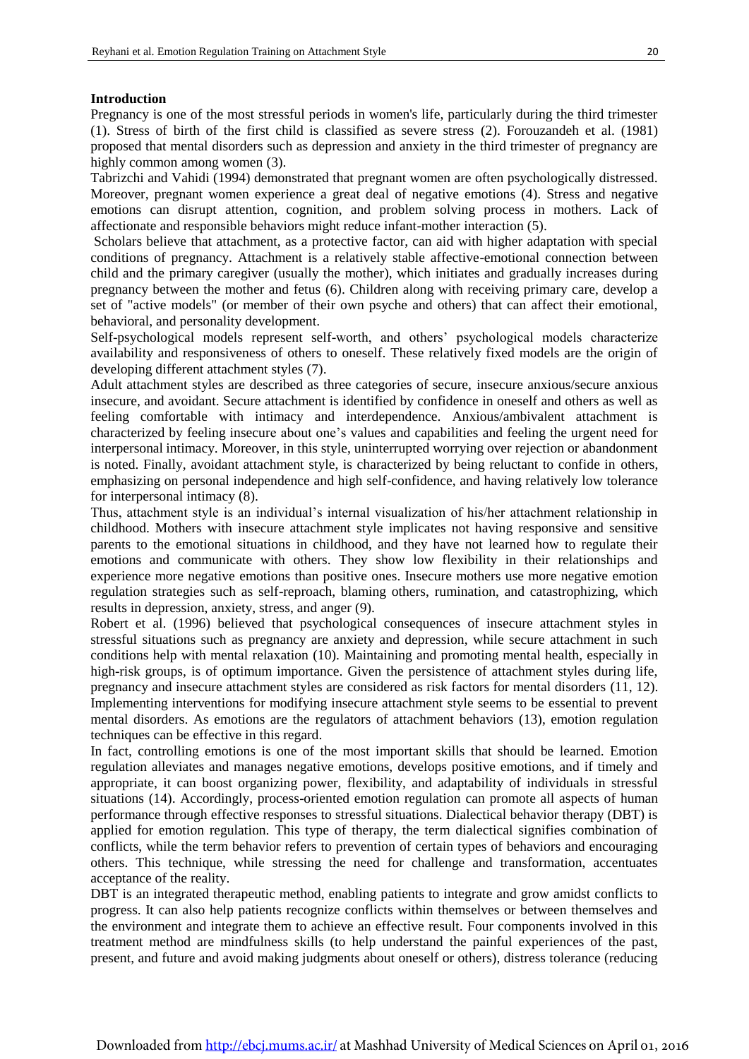## Introduction

Pregnancy is one of the most stressful periods in women's life, particularly during the third trimester (1). Stress of birth of the first child is classified as severe stress (2). Forouzandeh et al. (1981) proposed that mental disorders such as depression and anxiety in the third trimester of pregnancy are highly common among women (3).

Tabrizchi and Vahidi (1994) demonstrated that pregnant women are often psychologically distressed. Moreover, pregnant women experience a great deal of negative emotions (4). Stress and negative emotions can disrupt attention, cognition, and problem solving process in mothers. Lack of affectionate and responsible behaviors might reduce infant-mother interaction (5).

Scholars believe that attachment, as a protective factor, can aid with higher adaptation with special conditions of pregnancy. Attachment is a relatively stable affective-emotional connection between child and the primary caregiver (usually the mother), which initiates and gradually increases during pregnancy between the mother and fetus (6). Children along with receiving primary care, develop a set of "active models" (or member of their own psyche and others) that can affect their emotional, behavioral, and personality development.

Self-psychological models represent self-worth, and others' psychological models characterize availability and responsiveness of others to oneself. These relatively fixed models are the origin of developing different attachment styles (7).

Adult attachment styles are described as three categories of secure, insecure anxious/secure anxious insecure, and avoidant. Secure attachment is identified by confidence in oneself and others as well as feeling comfortable with intimacy and interdependence. Anxious/ambivalent attachment is characterized by feeling insecure about one's values and capabilities and feeling the urgent need for interpersonal intimacy. Moreover, in this style, uninterrupted worrying over rejection or abandonment is noted. Finally, avoidant attachment style, is characterized by being reluctant to confide in others, emphasizing on personal independence and high self-confidence, and having relatively low tolerance for interpersonal intimacy (8).

Thus, attachment style is an individual's internal visualization of his/her attachment relationship in childhood. Mothers with insecure attachment style implicates not having responsive and sensitive parents to the emotional situations in childhood, and they have not learned how to regulate their emotions and communicate with others. They show low flexibility in their relationships and experience more negative emotions than positive ones. Insecure mothers use more negative emotion regulation strategies such as self-reproach, blaming others, rumination, and catastrophizing, which results in depression, anxiety, stress, and anger (9).

Robert et al. (1996) believed that psychological consequences of insecure attachment styles in stressful situations such as pregnancy are anxiety and depression, while secure attachment in such conditions help with mental relaxation (10). Maintaining and promoting mental health, especially in high-risk groups, is of optimum importance. Given the persistence of attachment styles during life, pregnancy and insecure attachment styles are considered as risk factors for mental disorders (11, 12). Implementing interventions for modifying insecure attachment style seems to be essential to prevent mental disorders. As emotions are the regulators of attachment behaviors (13), emotion regulation techniques can be effective in this regard.

In fact, controlling emotions is one of the most important skills that should be learned. Emotion regulation alleviates and manages negative emotions, develops positive emotions, and if timely and appropriate, it can boost organizing power, flexibility, and adaptability of individuals in stressful situations (14). Accordingly, process-oriented emotion regulation can promote all aspects of human performance through effective responses to stressful situations. Dialectical behavior therapy (DBT) is applied for emotion regulation. This type of therapy, the term dialectical signifies combination of conflicts, while the term behavior refers to prevention of certain types of behaviors and encouraging others. This technique, while stressing the need for challenge and transformation, accentuates acceptance of the reality.

DBT is an integrated therapeutic method, enabling patients to integrate and grow amidst conflicts to progress. It can also help patients recognize conflicts within themselves or between themselves and the environment and integrate them to achieve an effective result. Four components involved in this treatment method are mindfulness skills (to help understand the painful experiences of the past, present, and future and avoid making judgments about oneself or others), distress tolerance (reducing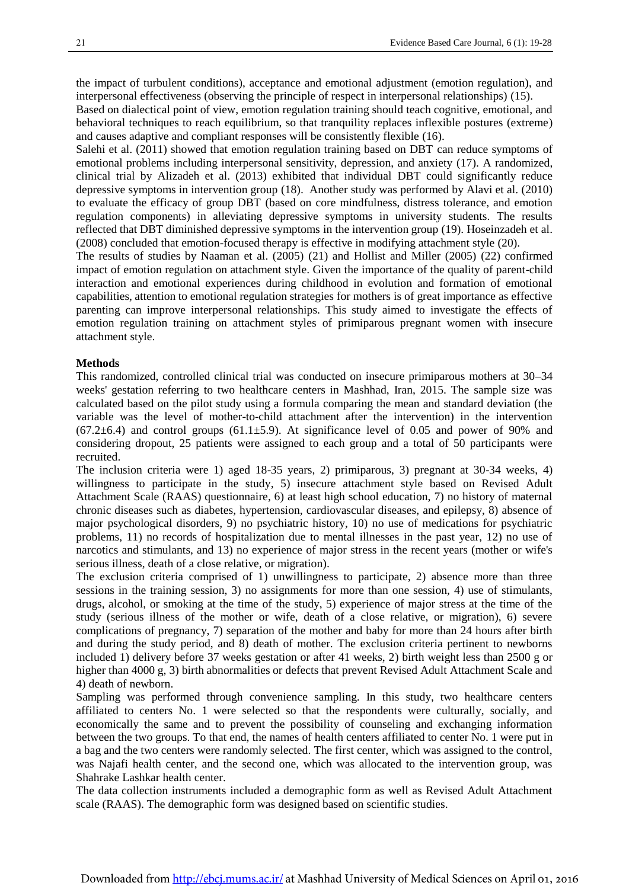the impact of turbulent conditions), acceptance and emotional adjustment (emotion regulation), and interpersonal effectiveness (observing the principle of respect in interpersonal relationships) (15).

Based on dialectical point of view, emotion regulation training should teach cognitive, emotional, and behavioral techniques to reach equilibrium, so that tranquility replaces inflexible postures (extreme) and causes adaptive and compliant responses will be consistently flexible (16).

Salehi et al. (2011) showed that emotion regulation training based on DBT can reduce symptoms of emotional problems including interpersonal sensitivity, depression, and anxiety (17). A randomized, clinical trial by Alizadeh et al. (2013) exhibited that individual DBT could significantly reduce depressive symptoms in intervention group (18). Another study was performed by Alavi et al. (2010) to evaluate the efficacy of group DBT (based on core mindfulness, distress tolerance, and emotion regulation components) in alleviating depressive symptoms in university students. The results reflected that DBT diminished depressive symptoms in the intervention group (19). Hoseinzadeh et al. (2008) concluded that emotion-focused therapy is effective in modifying attachment style (20).

The results of studies by Naaman et al. (2005) (21) and Hollist and Miller (2005) (22) confirmed impact of emotion regulation on attachment style. Given the importance of the quality of parent-child interaction and emotional experiences during childhood in evolution and formation of emotional capabilities, attention to emotional regulation strategies for mothers is of great importance as effective parenting can improve interpersonal relationships. This study aimed to investigate the effects of emotion regulation training on attachment styles of primiparous pregnant women with insecure attachment style.

## Methods

This randomized, controlled clinical trial was conducted on insecure primiparous mothers at 30–34 weeks' gestation referring to two healthcare centers in Mashhad, Iran, 2015. The sample size was calculated based on the pilot study using a formula comparing the mean and standard deviation (the variable was the level of mother-to-child attachment after the intervention) in the intervention (67.2±6.4) and control groups (61.1±5.9). At significance level of 0.05 and power of 90% and considering dropout, 25 patients were assigned to each group and a total of 50 participants were recruited.

The inclusion criteria were 1) aged 18-35 years, 2) primiparous, 3) pregnant at 30-34 weeks, 4) willingness to participate in the study, 5) insecure attachment style based on Revised Adult Attachment Scale (RAAS) questionnaire, 6) at least high school education, 7) no history of maternal chronic diseases such as diabetes, hypertension, cardiovascular diseases, and epilepsy, 8) absence of major psychological disorders, 9) no psychiatric history, 10) no use of medications for psychiatric problems, 11) no records of hospitalization due to mental illnesses in the past year, 12) no use of narcotics and stimulants, and 13) no experience of major stress in the recent years (mother or wife's serious illness, death of a close relative, or migration).

The exclusion criteria comprised of 1) unwillingness to participate, 2) absence more than three sessions in the training session, 3) no assignments for more than one session, 4) use of stimulants, drugs, alcohol, or smoking at the time of the study, 5) experience of major stress at the time of the study (serious illness of the mother or wife, death of a close relative, or migration), 6) severe complications of pregnancy, 7) separation of the mother and baby for more than 24 hours after birth and during the study period, and 8) death of mother. The exclusion criteria pertinent to newborns included 1) delivery before 37 weeks gestation or after 41 weeks, 2) birth weight less than 2500 g or higher than 4000 g, 3) birth abnormalities or defects that prevent Revised Adult Attachment Scale and 4) death of newborn.

Sampling was performed through convenience sampling. In this study, two healthcare centers affiliated to centers No. 1 were selected so that the respondents were culturally, socially, and economically the same and to prevent the possibility of counseling and exchanging information between the two groups. To that end, the names of health centers affiliated to center No. 1 were put in a bag and the two centers were randomly selected. The first center, which was assigned to the control, was Najafi health center, and the second one, which was allocated to the intervention group, was Shahrake Lashkar health center.

The data collection instruments included a demographic form as well as Revised Adult Attachment scale (RAAS). The demographic form was designed based on scientific studies.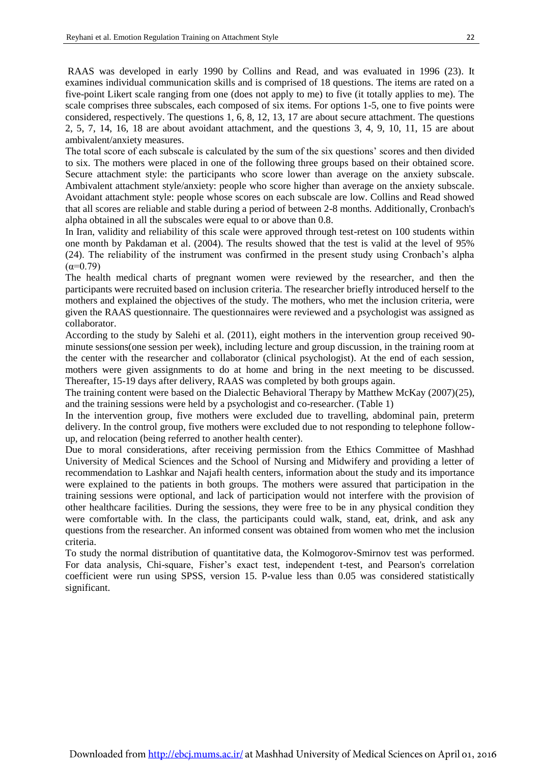RAAS was developed in early 1990 by Collins and Read, and was evaluated in 1996 (23). It examines individual communication skills and is comprised of 18 questions. The items are rated on a five-point Likert scale ranging from one (does not apply to me) to five (it totally applies to me). The scale comprises three subscales, each composed of six items. For options 1-5, one to five points were considered, respectively. The questions 1, 6, 8, 12, 13, 17 are about secure attachment. The questions 2, 5, 7, 14, 16, 18 are about avoidant attachment, and the questions 3, 4, 9, 10, 11, 15 are about ambivalent/anxiety measures.

The total score of each subscale is calculated by the sum of the six questions' scores and then divided to six. The mothers were placed in one of the following three groups based on their obtained score. Secure attachment style: the participants who score lower than average on the anxiety subscale. Ambivalent attachment style/anxiety: people who score higher than average on the anxiety subscale. Avoidant attachment style: people whose scores on each subscale are low. Collins and Read showed that all scores are reliable and stable during a period of between 2-8 months. Additionally, Cronbach's alpha obtained in all the subscales were equal to or above than 0.8.

In Iran, validity and reliability of this scale were approved through test-retest on 100 students within one month by Pakdaman et al. (2004). The results showed that the test is valid at the level of 95% (24). The reliability of the instrument was confirmed in the present study using Cronbach's alpha ($\alpha$=0.79)

The health medical charts of pregnant women were reviewed by the researcher, and then the participants were recruited based on inclusion criteria. The researcher briefly introduced herself to the mothers and explained the objectives of the study. The mothers, who met the inclusion criteria, were given the RAAS questionnaire. The questionnaires were reviewed and a psychologist was assigned as collaborator.

According to the study by Salehi et al. (2011), eight mothers in the intervention group received 90-minute sessions(one session per week), including lecture and group discussion, in the training room at the center with the researcher and collaborator (clinical psychologist). At the end of each session, mothers were given assignments to do at home and bring in the next meeting to be discussed. Thereafter, 15-19 days after delivery, RAAS was completed by both groups again.

The training content were based on the Dialectic Behavioral Therapy by Matthew McKay (2007)(25), and the training sessions were held by a psychologist and co-researcher. (Table 1)

In the intervention group, five mothers were excluded due to travelling, abdominal pain, preterm delivery. In the control group, five mothers were excluded due to not responding to telephone follow-up, and relocation (being referred to another health center).

Due to moral considerations, after receiving permission from the Ethics Committee of Mashhad University of Medical Sciences and the School of Nursing and Midwifery and providing a letter of recommendation to Lashkar and Najafi health centers, information about the study and its importance were explained to the patients in both groups. The mothers were assured that participation in the training sessions were optional, and lack of participation would not interfere with the provision of other healthcare facilities. During the sessions, they were free to be in any physical condition they were comfortable with. In the class, the participants could walk, stand, eat, drink, and ask any questions from the researcher. An informed consent was obtained from women who met the inclusion criteria.

To study the normal distribution of quantitative data, the Kolmogorov-Smirnov test was performed. For data analysis, Chi-square, Fisher's exact test, independent t-test, and Pearson's correlation coefficient were run using SPSS, version 15. P-value less than 0.05 was considered statistically significant.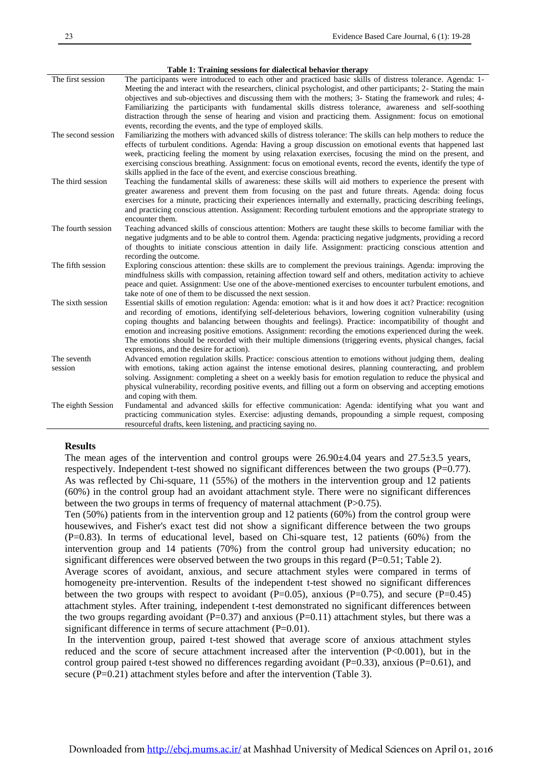**Table 1: Training sessions for dialectical behavior therapy**

| | |
|---|---|
| The first session | The participants were introduced to each other and practiced basic skills of distress tolerance. Agenda: 1- Meeting the and interact with the researchers, clinical psychologist, and other participants; 2- Stating the main objectives and sub-objectives and discussing them with the mothers; 3- Stating the framework and rules; 4- Familiarizing the participants with fundamental skills distress tolerance, awareness and self-soothing distraction through the sense of hearing and vision and practicing them. Assignment: focus on emotional events, recording the events, and the type of employed skills. |
| The second session | Familiarizing the mothers with advanced skills of distress tolerance: The skills can help mothers to reduce the effects of turbulent conditions. Agenda: Having a group discussion on emotional events that happened last week, practicing feeling the moment by using relaxation exercises, focusing the mind on the present, and exercising conscious breathing. Assignment: focus on emotional events, record the events, identify the type of skills applied in the face of the event, and exercise conscious breathing. |
| The third session | Teaching the fundamental skills of awareness: these skills will aid mothers to experience the present with greater awareness and prevent them from focusing on the past and future threats. Agenda: doing focus exercises for a minute, practicing their experiences internally and externally, practicing describing feelings, and practicing conscious attention. Assignment: Recording turbulent emotions and the appropriate strategy to encounter them. |
| The fourth session | Teaching advanced skills of conscious attention: Mothers are taught these skills to become familiar with the negative judgments and to be able to control them. Agenda: practicing negative judgments, providing a record of thoughts to initiate conscious attention in daily life. Assignment: practicing conscious attention and recording the outcome. |
| The fifth session | Exploring conscious attention: these skills are to complement the previous trainings. Agenda: improving the mindfulness skills with compassion, retaining affection toward self and others, meditation activity to achieve peace and quiet. Assignment: Use one of the above-mentioned exercises to encounter turbulent emotions, and take note of one of them to be discussed the next session. |
| The sixth session | Essential skills of emotion regulation: Agenda: emotion: what is it and how does it act? Practice: recognition and recording of emotions, identifying self-deleterious behaviors, lowering cognition vulnerability (using coping thoughts and balancing between thoughts and feelings). Practice: incompatibility of thought and emotion and increasing positive emotions. Assignment: recording the emotions experienced during the week. The emotions should be recorded with their multiple dimensions (triggering events, physical changes, facial expressions, and the desire for action). |
| The seventh session | Advanced emotion regulation skills. Practice: conscious attention to emotions without judging them, dealing with emotions, taking action against the intense emotional desires, planning counteracting, and problem solving. Assignment: completing a sheet on a weekly basis for emotion regulation to reduce the physical and physical vulnerability, recording positive events, and filling out a form on observing and accepting emotions and coping with them. |
| The eighth Session | Fundamental and advanced skills for effective communication: Agenda: identifying what you want and practicing communication styles. Exercise: adjusting demands, propounding a simple request, composing resourceful drafts, keen listening, and practicing saying no. |

## Results

The mean ages of the intervention and control groups were 26.90±4.04 years and 27.5±3.5 years, respectively. Independent t-test showed no significant differences between the two groups (P=0.77). As was reflected by Chi-square, 11 (55%) of the mothers in the intervention group and 12 patients (60%) in the control group had an avoidant attachment style. There were no significant differences between the two groups in terms of frequency of maternal attachment (P>0.75).

Ten (50%) patients from in the intervention group and 12 patients (60%) from the control group were housewives, and Fisher's exact test did not show a significant difference between the two groups (P=0.83). In terms of educational level, based on Chi-square test, 12 patients (60%) from the intervention group and 14 patients (70%) from the control group had university education; no significant differences were observed between the two groups in this regard (P=0.51; Table 2).

Average scores of avoidant, anxious, and secure attachment styles were compared in terms of homogeneity pre-intervention. Results of the independent t-test showed no significant differences between the two groups with respect to avoidant (P=0.05), anxious (P=0.75), and secure (P=0.45) attachment styles. After training, independent t-test demonstrated no significant differences between the two groups regarding avoidant (P=0.37) and anxious (P=0.11) attachment styles, but there was a significant difference in terms of secure attachment (P=0.01).

In the intervention group, paired t-test showed that average score of anxious attachment styles reduced and the score of secure attachment increased after the intervention (P<0.001), but in the control group paired t-test showed no differences regarding avoidant (P=0.33), anxious (P=0.61), and secure (P=0.21) attachment styles before and after the intervention (Table 3).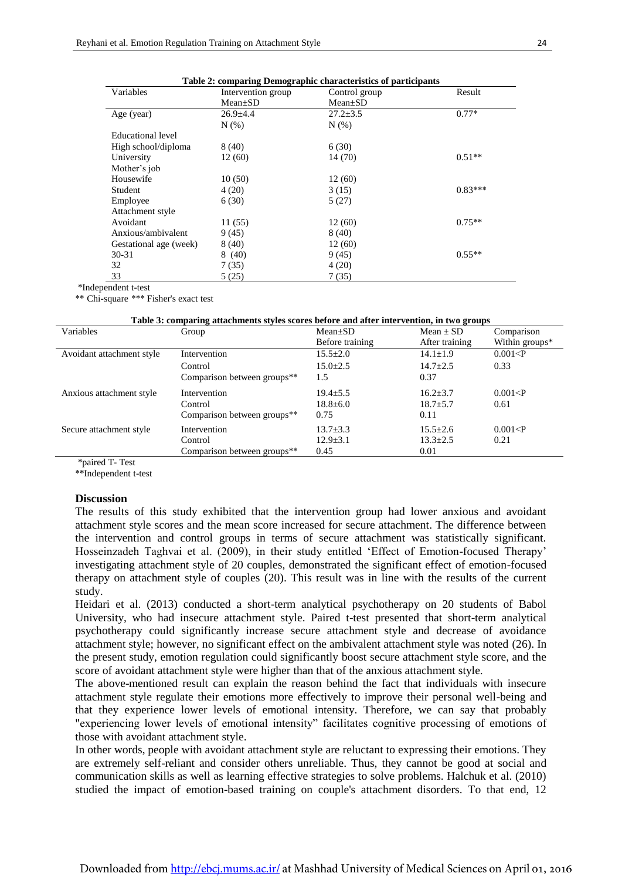**Table 2: comparing Demographic characteristics of participants**

| Variables | Intervention group | Control group | Result |
|---|---|---|---|
| | Mean±SD | Mean±SD | |
| Age (year) | 26.9±4.4 | 27.2±3.5 | 0.77* |
| | N (%) | N (%) | |
| Educational level | | | |
| High school/diploma | 8 (40) | 6 (30) | |
| University | 12 (60) | 14 (70) | 0.51** |
| Mother's job | | | |
| Housewife | 10 (50) | 12 (60) | |
| Student | 4 (20) | 3 (15) | 0.83*** |
| Employee | 6 (30) | 5 (27) | |
| Attachment style | | | |
| Avoidant | 11 (55) | 12 (60) | 0.75** |
| Anxious/ambivalent | 9 (45) | 8 (40) | |
| Gestational age (week) | 8 (40) | 12 (60) | |
| 30-31 | 8 (40) | 9 (45) | 0.55** |
| 32 | 7 (35) | 4 (20) | |
| 33 | 5 (25) | 7 (35) | |

*Independent t-test

** Chi-square *** Fisher's exact test

**Table 3: comparing attachments styles scores before and after intervention, in two groups**

| Variables | Group | Mean±SD Before training | Mean ± SD After training | Comparison Within groups* |
|---|---|---|---|---|
| Avoidant attachment style | Intervention | 15.5±2.0 | 14.1±1.9 | 0.001<P |
| | Control | 15.0±2.5 | 14.7±2.5 | 0.33 |
| | Comparison between groups** | 1.5 | 0.37 | |
| Anxious attachment style | Intervention | 19.4±5.5 | 16.2±3.7 | 0.001<P |
| | Control | 18.8±6.0 | 18.7±5.7 | 0.61 |
| | Comparison between groups** | 0.75 | 0.11 | |
| Secure attachment style | Intervention | 13.7±3.3 | 15.5±2.6 | 0.001<P |
| | Control | 12.9±3.1 | 13.3±2.5 | 0.21 |
| | Comparison between groups** | 0.45 | 0.01 | |

*paired T- Test

**Independent t-test

## Discussion

The results of this study exhibited that the intervention group had lower anxious and avoidant attachment style scores and the mean score increased for secure attachment. The difference between the intervention and control groups in terms of secure attachment was statistically significant. Hosseinzadeh Taghvai et al. (2009), in their study entitled 'Effect of Emotion-focused Therapy' investigating attachment style of 20 couples, demonstrated the significant effect of emotion-focused therapy on attachment style of couples (20). This result was in line with the results of the current study.

Heidari et al. (2013) conducted a short-term analytical psychotherapy on 20 students of Babol University, who had insecure attachment style. Paired t-test presented that short-term analytical psychotherapy could significantly increase secure attachment style and decrease of avoidance attachment style; however, no significant effect on the ambivalent attachment style was noted (26). In the present study, emotion regulation could significantly boost secure attachment style score, and the score of avoidant attachment style were higher than that of the anxious attachment style.

The above-mentioned result can explain the reason behind the fact that individuals with insecure attachment style regulate their emotions more effectively to improve their personal well-being and that they experience lower levels of emotional intensity. Therefore, we can say that probably "experiencing lower levels of emotional intensity" facilitates cognitive processing of emotions of those with avoidant attachment style.

In other words, people with avoidant attachment style are reluctant to expressing their emotions. They are extremely self-reliant and consider others unreliable. Thus, they cannot be good at social and communication skills as well as learning effective strategies to solve problems. Halchuk et al. (2010) studied the impact of emotion-based training on couple's attachment disorders. To that end, 12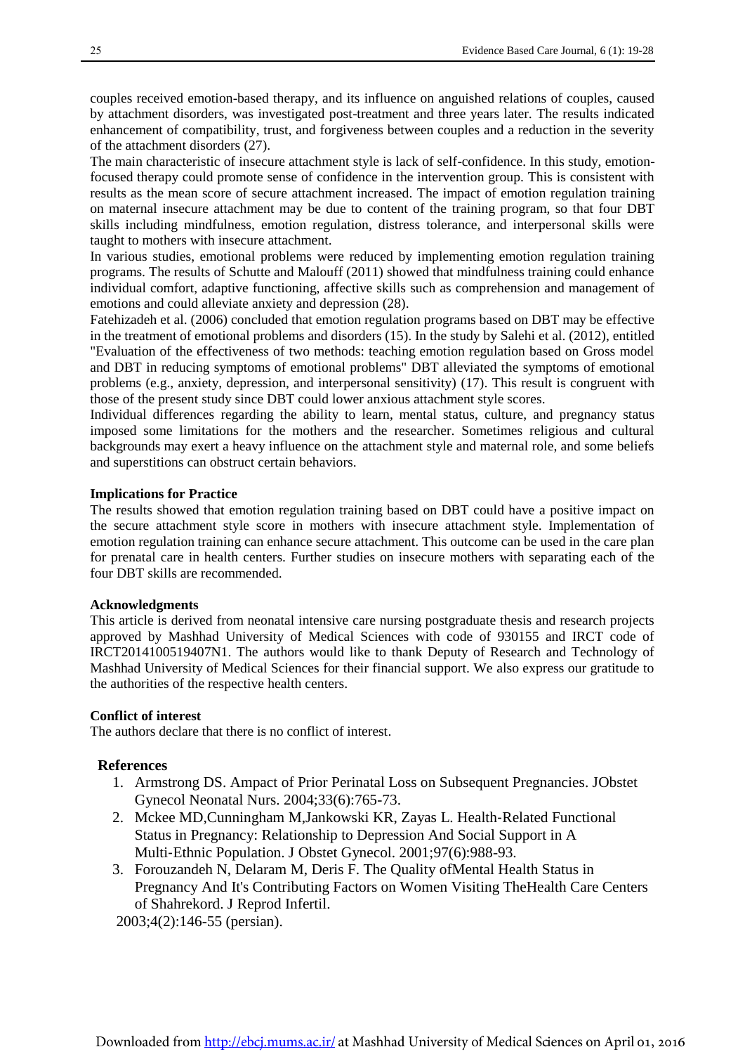couples received emotion-based therapy, and its influence on anguished relations of couples, caused by attachment disorders, was investigated post-treatment and three years later. The results indicated enhancement of compatibility, trust, and forgiveness between couples and a reduction in the severity of the attachment disorders (27).

The main characteristic of insecure attachment style is lack of self-confidence. In this study, emotion-focused therapy could promote sense of confidence in the intervention group. This is consistent with results as the mean score of secure attachment increased. The impact of emotion regulation training on maternal insecure attachment may be due to content of the training program, so that four DBT skills including mindfulness, emotion regulation, distress tolerance, and interpersonal skills were taught to mothers with insecure attachment.

In various studies, emotional problems were reduced by implementing emotion regulation training programs. The results of Schutte and Malouff (2011) showed that mindfulness training could enhance individual comfort, adaptive functioning, affective skills such as comprehension and management of emotions and could alleviate anxiety and depression (28).

Fatehizadeh et al. (2006) concluded that emotion regulation programs based on DBT may be effective in the treatment of emotional problems and disorders (15). In the study by Salehi et al. (2012), entitled "Evaluation of the effectiveness of two methods: teaching emotion regulation based on Gross model and DBT in reducing symptoms of emotional problems" DBT alleviated the symptoms of emotional problems (e.g., anxiety, depression, and interpersonal sensitivity) (17). This result is congruent with those of the present study since DBT could lower anxious attachment style scores.

Individual differences regarding the ability to learn, mental status, culture, and pregnancy status imposed some limitations for the mothers and the researcher. Sometimes religious and cultural backgrounds may exert a heavy influence on the attachment style and maternal role, and some beliefs and superstitions can obstruct certain behaviors.

**Implications for Practice**

The results showed that emotion regulation training based on DBT could have a positive impact on the secure attachment style score in mothers with insecure attachment style. Implementation of emotion regulation training can enhance secure attachment. This outcome can be used in the care plan for prenatal care in health centers. Further studies on insecure mothers with separating each of the four DBT skills are recommended.

**Acknowledgments**

This article is derived from neonatal intensive care nursing postgraduate thesis and research projects approved by Mashhad University of Medical Sciences with code of 930155 and IRCT code of IRCT2014100519407N1. The authors would like to thank Deputy of Research and Technology of Mashhad University of Medical Sciences for their financial support. We also express our gratitude to the authorities of the respective health centers.

**Conflict of interest**

The authors declare that there is no conflict of interest.

## References

1. Armstrong DS. Ampact of Prior Perinatal Loss on Subsequent Pregnancies. JObstet Gynecol Neonatal Nurs. 2004;33(6):765-73.
2. Mckee MD,Cunningham M,Jankowski KR, Zayas L. Health-Related Functional Status in Pregnancy: Relationship to Depression And Social Support in A Multi-Ethnic Population. J Obstet Gynecol. 2001;97(6):988-93.
3. Forouzandeh N, Delaram M, Deris F. The Quality ofMental Health Status in Pregnancy And It's Contributing Factors on Women Visiting TheHealth Care Centers of Shahrekord. J Reprod Infertil. 2003;4(2):146-55 (persian).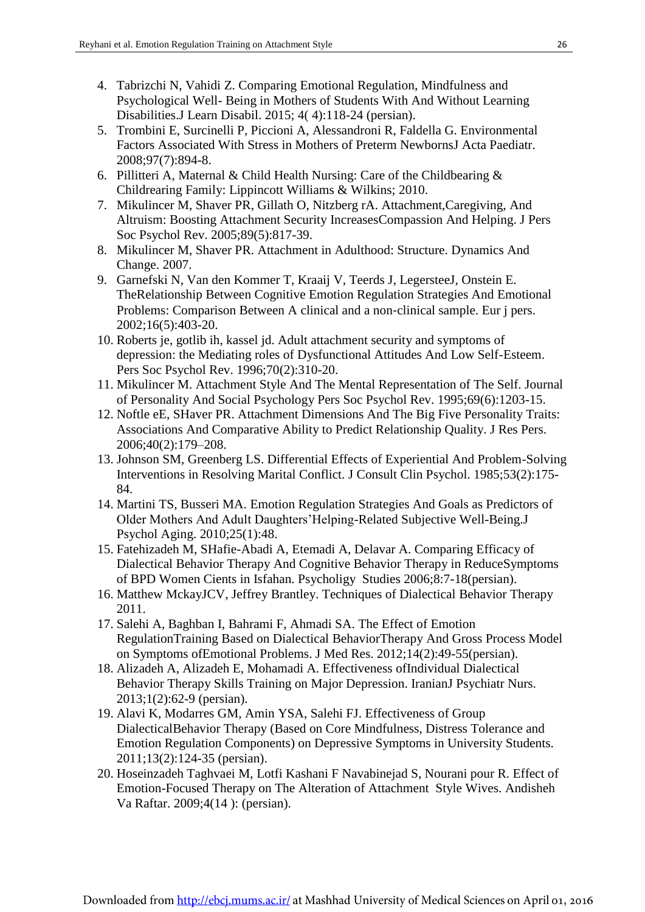4. Tabrizchi N, Vahidi Z. Comparing Emotional Regulation, Mindfulness and Psychological Well- Being in Mothers of Students With And Without Learning Disabilities.J Learn Disabil. 2015; 4( 4):118-24 (persian).
5. Trombini E, Surcinelli P, Piccioni A, Alessandroni R, Faldella G. Environmental Factors Associated With Stress in Mothers of Preterm NewbornsJ Acta Paediatr. 2008;97(7):894-8.
6. Pillitteri A, Maternal & Child Health Nursing: Care of the Childbearing & Childrearing Family: Lippincott Williams & Wilkins; 2010.
7. Mikulincer M, Shaver PR, Gillath O, Nitzberg rA. Attachment,Caregiving, And Altruism: Boosting Attachment Security IncreasesCompassion And Helping. J Pers Soc Psychol Rev. 2005;89(5):817-39.
8. Mikulincer M, Shaver PR. Attachment in Adulthood: Structure. Dynamics And Change. 2007.
9. Garnefski N, Van den Kommer T, Kraaij V, Teerds J, LegersteeJ, Onstein E. TheRelationship Between Cognitive Emotion Regulation Strategies And Emotional Problems: Comparison Between A clinical and a non-clinical sample. Eur j pers. 2002;16(5):403-20.
10. Roberts je, gotlib ih, kassel jd. Adult attachment security and symptoms of depression: the Mediating roles of Dysfunctional Attitudes And Low Self-Esteem. Pers Soc Psychol Rev. 1996;70(2):310-20.
11. Mikulincer M. Attachment Style And The Mental Representation of The Self. Journal of Personality And Social Psychology Pers Soc Psychol Rev. 1995;69(6):1203-15.
12. Noftle eE, SHaver PR. Attachment Dimensions And The Big Five Personality Traits: Associations And Comparative Ability to Predict Relationship Quality. J Res Pers. 2006;40(2):179–208.
13. Johnson SM, Greenberg LS. Differential Effects of Experiential And Problem-Solving Interventions in Resolving Marital Conflict. J Consult Clin Psychol. 1985;53(2):175-84.
14. Martini TS, Busseri MA. Emotion Regulation Strategies And Goals as Predictors of Older Mothers And Adult Daughters'Helping-Related Subjective Well-Being.J Psychol Aging. 2010;25(1):48.
15. Fatehizadeh M, SHafie-Abadi A, Etemadi A, Delavar A. Comparing Efficacy of Dialectical Behavior Therapy And Cognitive Behavior Therapy in ReduceSymptoms of BPD Women Cients in Isfahan. Psycholigy Studies 2006;8:7-18(persian).
16. Matthew MckayJCV, Jeffrey Brantley. Techniques of Dialectical Behavior Therapy 2011.
17. Salehi A, Baghban I, Bahrami F, Ahmadi SA. The Effect of Emotion RegulationTraining Based on Dialectical BehaviorTherapy And Gross Process Model on Symptoms ofEmotional Problems. J Med Res. 2012;14(2):49-55(persian).
18. Alizadeh A, Alizadeh E, Mohamadi A. Effectiveness ofIndividual Dialectical Behavior Therapy Skills Training on Major Depression. IranianJ Psychiatr Nurs. 2013;1(2):62-9 (persian).
19. Alavi K, Modarres GM, Amin YSA, Salehi FJ. Effectiveness of Group DialecticalBehavior Therapy (Based on Core Mindfulness, Distress Tolerance and Emotion Regulation Components) on Depressive Symptoms in University Students. 2011;13(2):124-35 (persian).
20. Hoseinzadeh Taghvaei M, Lotfi Kashani F Navabinejad S, Nourani pour R. Effect of Emotion-Focused Therapy on The Alteration of Attachment Style Wives. Andisheh Va Raftar. 2009;4(14 ): (persian).

Downloaded from http://ebcj.mums.ac.ir/ at Mashhad University of Medical Sciences on April 01, 2016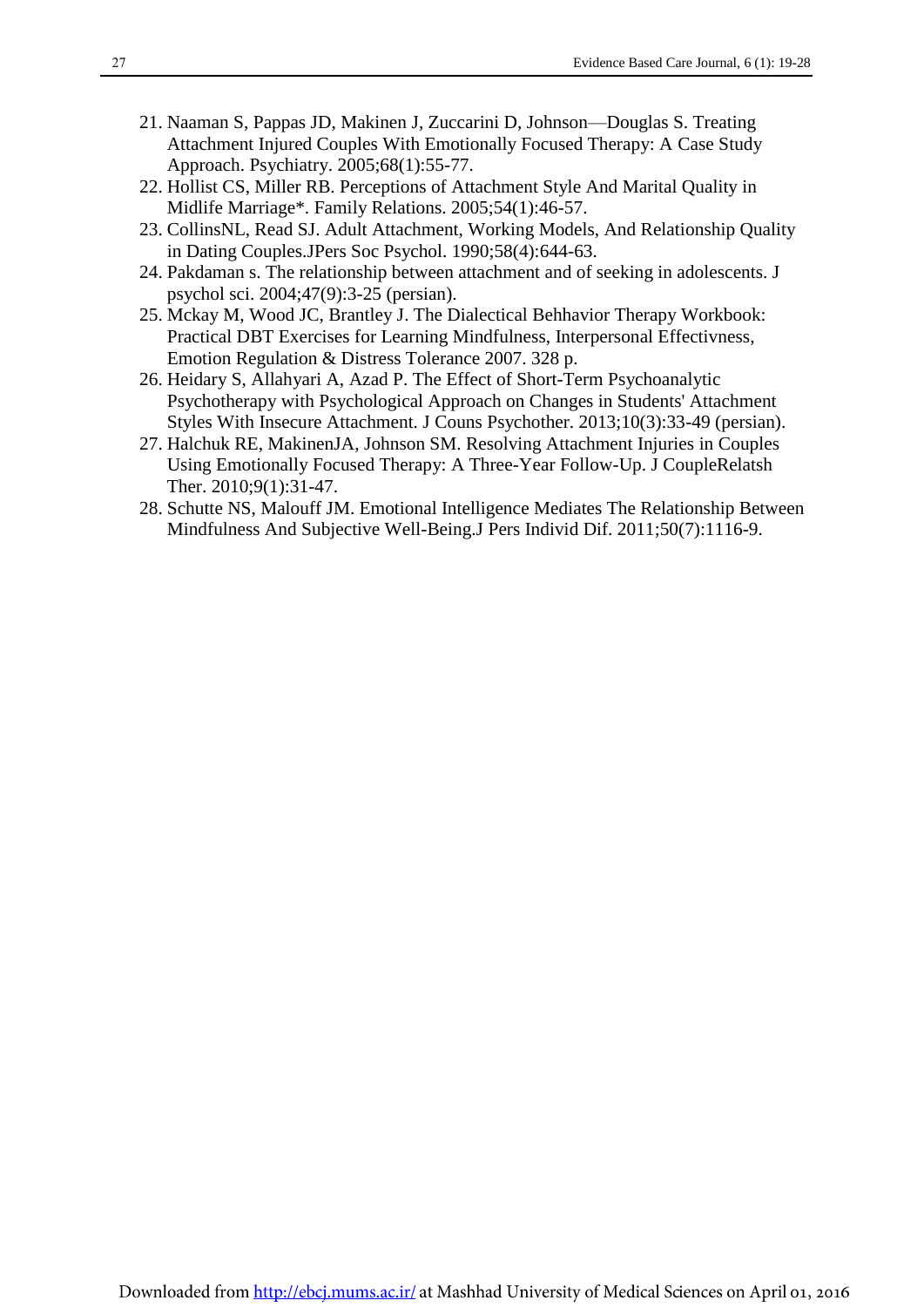21. Naaman S, Pappas JD, Makinen J, Zuccarini D, Johnson—Douglas S. Treating Attachment Injured Couples With Emotionally Focused Therapy: A Case Study Approach. Psychiatry. 2005;68(1):55-77.
22. Hollist CS, Miller RB. Perceptions of Attachment Style And Marital Quality in Midlife Marriage*. Family Relations. 2005;54(1):46-57.
23. CollinsNL, Read SJ. Adult Attachment, Working Models, And Relationship Quality in Dating Couples.JPers Soc Psychol. 1990;58(4):644-63.
24. Pakdaman s. The relationship between attachment and of seeking in adolescents. J psychol sci. 2004;47(9):3-25 (persian).
25. Mckay M, Wood JC, Brantley J. The Dialectical Behhavior Therapy Workbook: Practical DBT Exercises for Learning Mindfulness, Interpersonal Effectivness, Emotion Regulation & Distress Tolerance 2007. 328 p.
26. Heidary S, Allahyari A, Azad P. The Effect of Short-Term Psychoanalytic Psychotherapy with Psychological Approach on Changes in Students' Attachment Styles With Insecure Attachment. J Couns Psychother. 2013;10(3):33-49 (persian).
27. Halchuk RE, MakinenJA, Johnson SM. Resolving Attachment Injuries in Couples Using Emotionally Focused Therapy: A Three-Year Follow-Up. J CoupleRelatsh Ther. 2010;9(1):31-47.
28. Schutte NS, Malouff JM. Emotional Intelligence Mediates The Relationship Between Mindfulness And Subjective Well-Being.J Pers Individ Dif. 2011;50(7):1116-9.